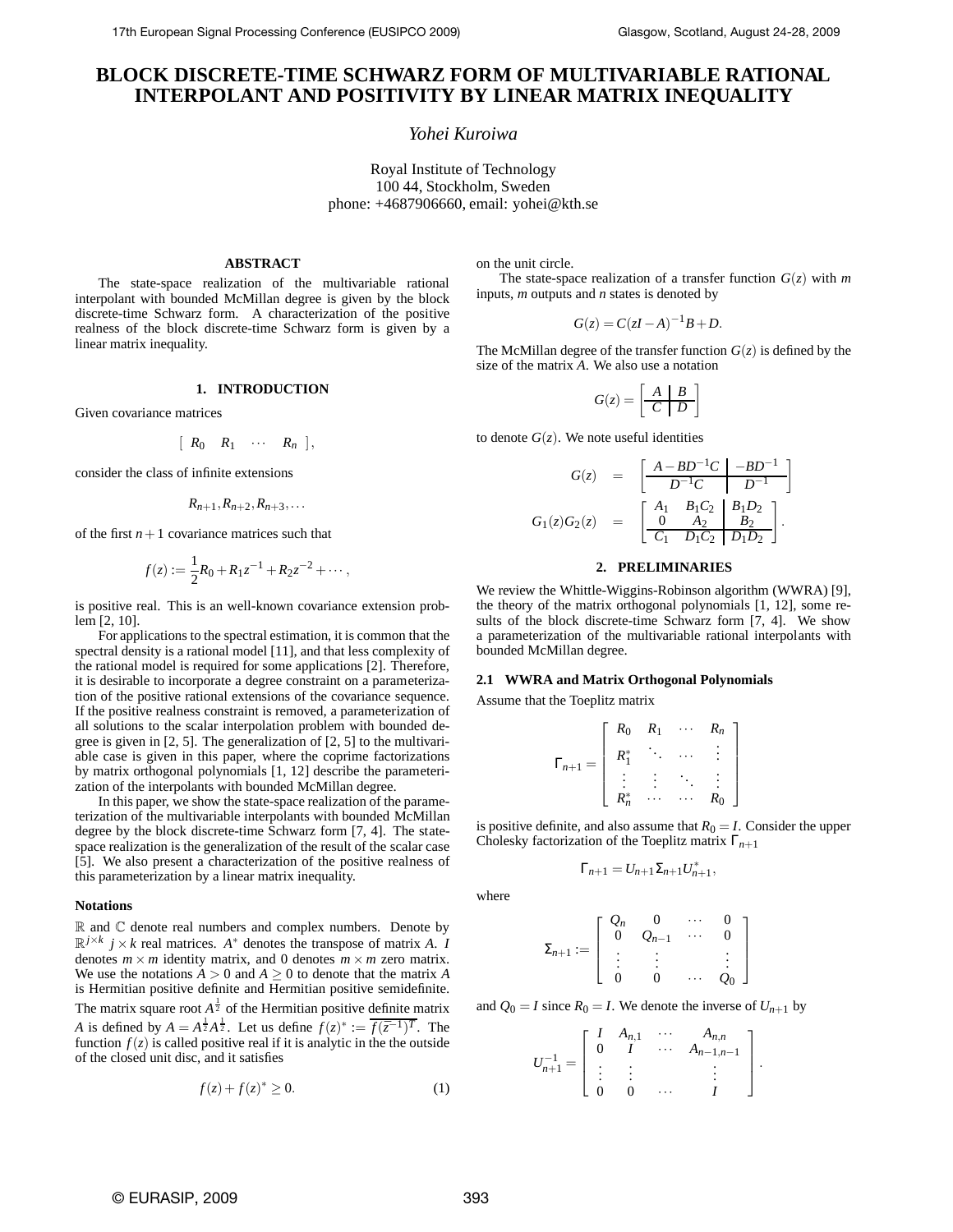# BLOCK DISCRETE-TIME SCHWARZ FORM OF MULTIVARIABLE RATIONAL INTERPOLANT AND POSITIVITY BY LINEAR MATRIX INEQUALITY

*Yohei Kuroiwa*

Royal Institute of Technology
100 44, Stockholm, Sweden
phone: +4687906660, email: yohei@kth.se

## ABSTRACT

The state-space realization of the multivariable rational interpolant with bounded McMillan degree is given by the block discrete-time Schwarz form. A characterization of the positive realness of the block discrete-time Schwarz form is given by a linear matrix inequality.

## 1. INTRODUCTION

Given covariance matrices

$$\begin{bmatrix} R_0 & R_1 & \cdots & R_n \end{bmatrix},$$

consider the class of infinite extensions

$$R_{n+1}, R_{n+2}, R_{n+3}, \ldots$$

of the first $n+1$ covariance matrices such that

$$f(z) := \frac{1}{2}R_0 + R_1 z^{-1} + R_2 z^{-2} + \cdots,$$

is positive real. This is an well-known covariance extension problem [2, 10].

For applications to the spectral estimation, it is common that the spectral density is a rational model [11], and that less complexity of the rational model is required for some applications [2]. Therefore, it is desirable to incorporate a degree constraint on a parameterization of the positive rational extensions of the covariance sequence. If the positive realness constraint is removed, a parameterization of all solutions to the scalar interpolation problem with bounded degree is given in [2, 5]. The generalization of [2, 5] to the multivariable case is given in this paper, where the coprime factorizations by matrix orthogonal polynomials [1, 12] describe the parameterization of the interpolants with bounded McMillan degree.

In this paper, we show the state-space realization of the parameterization of the multivariable interpolants with bounded McMillan degree by the block discrete-time Schwarz form [7, 4]. The state-space realization is the generalization of the result of the scalar case [5]. We also present a characterization of the positive realness of this parameterization by a linear matrix inequality.

### Notations

$\mathbb{R}$ and $\mathbb{C}$ denote real numbers and complex numbers. Denote by $\mathbb{R}^{j\times k}$ $j\times k$ real matrices. $A^*$ denotes the transpose of matrix $A$. $I$ denotes $m\times m$ identity matrix, and 0 denotes $m\times m$ zero matrix. We use the notations $A>0$ and $A\geq 0$ to denote that the matrix $A$ is Hermitian positive definite and Hermitian positive semidefinite. The matrix square root $A^{\frac{1}{2}}$ of the Hermitian positive definite matrix $A$ is defined by $A = A^{\frac{1}{2}}A^{\frac{1}{2}}$. Let us define $f(z)^* := \overline{f(\overline{z}^{-1})^T}$. The function $f(z)$ is called positive real if it is analytic in the the outside of the closed unit disc, and it satisfies

$$f(z) + f(z)^* \geq 0. \tag{1}$$

on the unit circle.

The state-space realization of a transfer function $G(z)$ with $m$ inputs, $m$ outputs and $n$ states is denoted by

$$G(z) = C(zI-A)^{-1}B + D.$$

The McMillan degree of the transfer function $G(z)$ is defined by the size of the matrix $A$. We also use a notation

$$G(z) = \left[\begin{array}{c|c} A & B \\ \hline C & D \end{array}\right]$$

to denote $G(z)$. We note useful identities

$$\begin{aligned} G(z) &= \left[\begin{array}{c|c} A - BD^{-1}C & -BD^{-1} \\ \hline D^{-1}C & D^{-1} \end{array}\right] \\ G_1(z)G_2(z) &= \left[\begin{array}{cc|c} A_1 & B_1C_2 & B_1D_2 \\ 0 & A_2 & B_2 \\ \hline C_1 & D_1C_2 & D_1D_2 \end{array}\right]. \end{aligned}$$

## 2. PRELIMINARIES

We review the Whittle-Wiggins-Robinson algorithm (WWRA) [9], the theory of the matrix orthogonal polynomials [1, 12], some results of the block discrete-time Schwarz form [7, 4]. We show a parameterization of the multivariable rational interpolants with bounded McMillan degree.

### 2.1 WWRA and Matrix Orthogonal Polynomials

Assume that the Toeplitz matrix

$$\Gamma_{n+1} = \begin{bmatrix} R_0 & R_1 & \cdots & R_n \\ R_1^* & \ddots & \cdots & \vdots \\ \vdots & \vdots & \ddots & \vdots \\ R_n^* & \cdots & \cdots & R_0 \end{bmatrix}$$

is positive definite, and also assume that $R_0 = I$. Consider the upper Cholesky factorization of the Toeplitz matrix $\Gamma_{n+1}$

$$\Gamma_{n+1} = U_{n+1}\Sigma_{n+1}U_{n+1}^*,$$

where

$$\Sigma_{n+1} := \begin{bmatrix} Q_n & 0 & \cdots & 0 \\ 0 & Q_{n-1} & \cdots & 0 \\ \vdots & \vdots & & \vdots \\ 0 & 0 & \cdots & Q_0 \end{bmatrix}$$

and $Q_0 = I$ since $R_0 = I$. We denote the inverse of $U_{n+1}$ by

$$U_{n+1}^{-1} = \begin{bmatrix} I & A_{n,1} & \cdots & A_{n,n} \\ 0 & I & \cdots & A_{n-1,n-1} \\ \vdots & \vdots & & \vdots \\ 0 & 0 & \cdots & I \end{bmatrix}.$$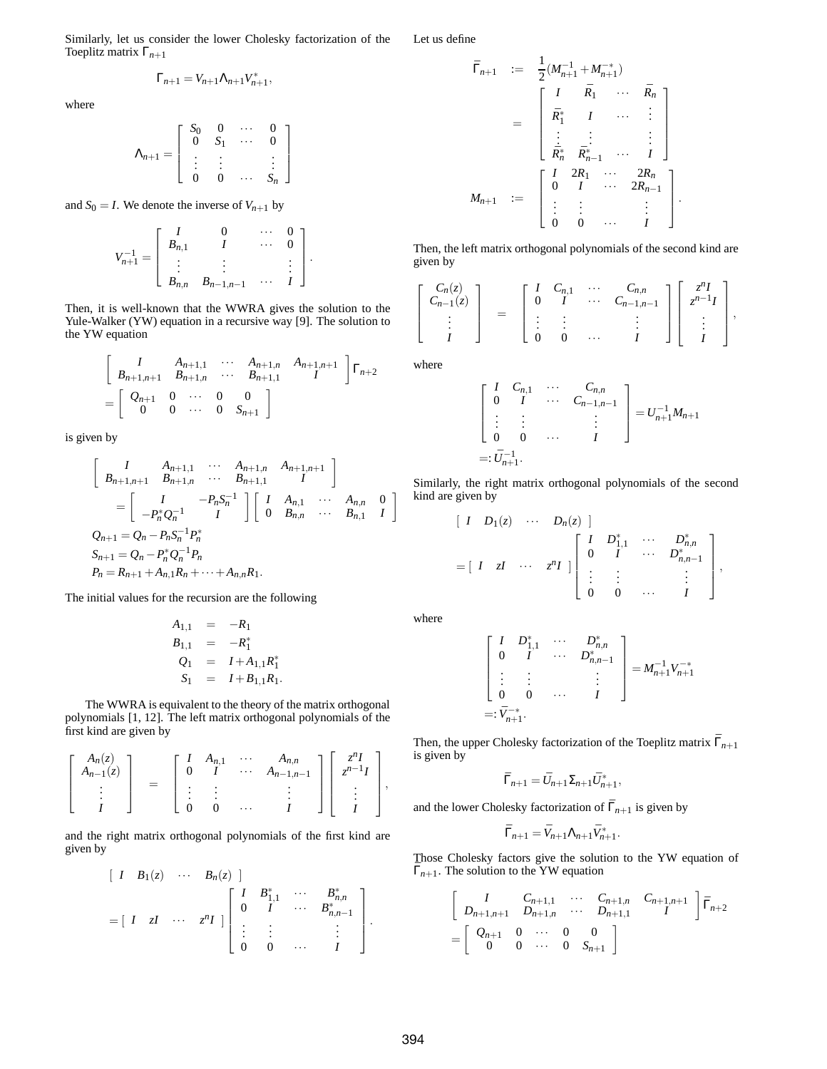Similarly, let us consider the lower Cholesky factorization of the Toeplitz matrix $\Gamma_{n+1}$

$$\Gamma_{n+1} = V_{n+1}\Lambda_{n+1}V_{n+1}^*,$$

where

$$\Lambda_{n+1} = \begin{bmatrix} S_0 & 0 & \cdots & 0 \\ 0 & S_1 & \cdots & 0 \\ \vdots & \vdots & & \vdots \\ 0 & 0 & \cdots & S_n \end{bmatrix}$$

and $S_0 = I$. We denote the inverse of $V_{n+1}$ by

$$V_{n+1}^{-1} = \begin{bmatrix} I & 0 & \cdots & 0 \\ B_{n,1} & I & \cdots & 0 \\ \vdots & \vdots & & \vdots \\ B_{n,n} & B_{n-1,n-1} & \cdots & I \end{bmatrix}.$$

Then, it is well-known that the WWRA gives the solution to the Yule-Walker (YW) equation in a recursive way [9]. The solution to the YW equation

$$\begin{bmatrix} I & A_{n+1,1} & \cdots & A_{n+1,n} & A_{n+1,n+1} \\ B_{n+1,n+1} & B_{n+1,n} & \cdots & B_{n+1,1} & I \end{bmatrix}\Gamma_{n+2} = \begin{bmatrix} Q_{n+1} & 0 & \cdots & 0 & 0 \\ 0 & 0 & \cdots & 0 & S_{n+1} \end{bmatrix}$$

is given by

$$\begin{bmatrix} I & A_{n+1,1} & \cdots & A_{n+1,n} & A_{n+1,n+1} \\ B_{n+1,n+1} & B_{n+1,n} & \cdots & B_{n+1,1} & I \end{bmatrix} = \begin{bmatrix} I & -P_nS_n^{-1} \\ -P_n^*Q_n^{-1} & I \end{bmatrix}\begin{bmatrix} I & A_{n,1} & \cdots & A_{n,n} & 0 \\ 0 & B_{n,n} & \cdots & B_{n,1} & I \end{bmatrix}$$

$$Q_{n+1} = Q_n - P_nS_n^{-1}P_n^*$$
$$S_{n+1} = Q_n - P_n^*Q_n^{-1}P_n$$
$$P_n = R_{n+1} + A_{n,1}R_n + \cdots + A_{n,n}R_1.$$

The initial values for the recursion are the following

$$\begin{aligned} A_{1,1} &= -R_1 \\ B_{1,1} &= -R_1^* \\ Q_1 &= I + A_{1,1}R_1^* \\ S_1 &= I + B_{1,1}R_1. \end{aligned}$$

The WWRA is equivalent to the theory of the matrix orthogonal polynomials [1, 12]. The left matrix orthogonal polynomials of the first kind are given by

$$\begin{bmatrix} A_n(z) \\ A_{n-1}(z) \\ \vdots \\ I \end{bmatrix} = \begin{bmatrix} I & A_{n,1} & \cdots & A_{n,n} \\ 0 & I & \cdots & A_{n-1,n-1} \\ \vdots & \vdots & & \vdots \\ 0 & 0 & \cdots & I \end{bmatrix}\begin{bmatrix} z^nI \\ z^{n-1}I \\ \vdots \\ I \end{bmatrix},$$

and the right matrix orthogonal polynomials of the first kind are given by

$$\begin{bmatrix} I & B_1(z) & \cdots & B_n(z) \end{bmatrix} = \begin{bmatrix} I & zI & \cdots & z^nI \end{bmatrix}\begin{bmatrix} I & B_{1,1}^* & \cdots & B_{n,n}^* \\ 0 & I & \cdots & B_{n,n-1}^* \\ \vdots & \vdots & & \vdots \\ 0 & 0 & \cdots & I \end{bmatrix}.$$

Let us define

$$\begin{aligned} \bar{\Gamma}_{n+1} &:= \frac{1}{2}(M_{n+1}^{-1} + M_{n+1}^{-*}) \\ &= \begin{bmatrix} I & \bar{R}_1 & \cdots & \bar{R}_n \\ \bar{R}_1^* & I & \cdots & \vdots \\ \vdots & \vdots & & \vdots \\ \bar{R}_n^* & \bar{R}_{n-1}^* & \cdots & I \end{bmatrix} \\ M_{n+1} &:= \begin{bmatrix} I & 2R_1 & \cdots & 2R_n \\ 0 & I & \cdots & 2R_{n-1} \\ \vdots & \vdots & & \vdots \\ 0 & 0 & \cdots & I \end{bmatrix}. \end{aligned}$$

Then, the left matrix orthogonal polynomials of the second kind are given by

$$\begin{bmatrix} C_n(z) \\ C_{n-1}(z) \\ \vdots \\ I \end{bmatrix} = \begin{bmatrix} I & C_{n,1} & \cdots & C_{n,n} \\ 0 & I & \cdots & C_{n-1,n-1} \\ \vdots & \vdots & & \vdots \\ 0 & 0 & \cdots & I \end{bmatrix}\begin{bmatrix} z^nI \\ z^{n-1}I \\ \vdots \\ I \end{bmatrix},$$

where

$$\begin{bmatrix} I & C_{n,1} & \cdots & C_{n,n} \\ 0 & I & \cdots & C_{n-1,n-1} \\ \vdots & \vdots & & \vdots \\ 0 & 0 & \cdots & I \end{bmatrix} = U_{n+1}^{-1}M_{n+1} =: \bar{U}_{n+1}^{-1}.$$

Similarly, the right matrix orthogonal polynomials of the second kind are given by

$$\begin{bmatrix} I & D_1(z) & \cdots & D_n(z) \end{bmatrix} = \begin{bmatrix} I & zI & \cdots & z^nI \end{bmatrix}\begin{bmatrix} I & D_{1,1}^* & \cdots & D_{n,n}^* \\ 0 & I & \cdots & D_{n,n-1}^* \\ \vdots & \vdots & & \vdots \\ 0 & 0 & \cdots & I \end{bmatrix},$$

where

$$\begin{bmatrix} I & D_{1,1}^* & \cdots & D_{n,n}^* \\ 0 & I & \cdots & D_{n,n-1}^* \\ \vdots & \vdots & & \vdots \\ 0 & 0 & \cdots & I \end{bmatrix} = M_{n+1}^{-1}V_{n+1}^{-*} =: \bar{V}_{n+1}^{-*}.$$

Then, the upper Cholesky factorization of the Toeplitz matrix $\bar{\Gamma}_{n+1}$ is given by

$$\bar{\Gamma}_{n+1} = \bar{U}_{n+1}\Sigma_{n+1}\bar{U}_{n+1}^*,$$

and the lower Cholesky factorization of $\bar{\Gamma}_{n+1}$ is given by

$$\bar{\Gamma}_{n+1} = \bar{V}_{n+1}\Lambda_{n+1}\bar{V}_{n+1}^*.$$

Those Cholesky factors give the solution to the YW equation of $\bar{\Gamma}_{n+1}$. The solution to the YW equation

$$\begin{bmatrix} I & C_{n+1,1} & \cdots & C_{n+1,n} & C_{n+1,n+1} \\ D_{n+1,n+1} & D_{n+1,n} & \cdots & D_{n+1,1} & I \end{bmatrix}\bar{\Gamma}_{n+2} = \begin{bmatrix} Q_{n+1} & 0 & \cdots & 0 & 0 \\ 0 & 0 & \cdots & 0 & S_{n+1} \end{bmatrix}$$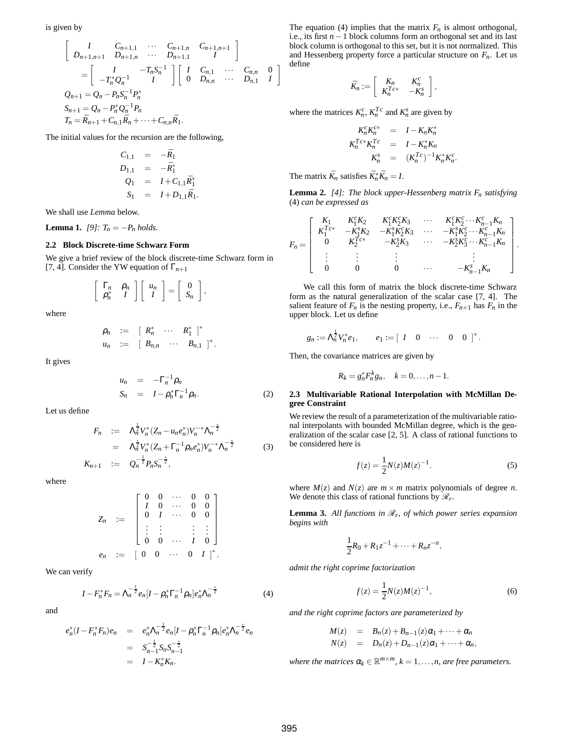is given by

$$
\begin{aligned}
&\begin{bmatrix} I & C_{n+1,1} & \cdots & C_{n+1,n} & C_{n+1,n+1} \\ D_{n+1,n+1} & D_{n+1,n} & \cdots & D_{n+1,1} & I \end{bmatrix} \\
&\quad = \begin{bmatrix} I & -T_n S_n^{-1} \\ -T_n^* Q_n^{-1} & I \end{bmatrix} \begin{bmatrix} I & C_{n,1} & \cdots & C_{n,n} & 0 \\ 0 & D_{n,n} & \cdots & D_{n,1} & I \end{bmatrix} \\
&Q_{n+1} = Q_n - P_n S_n^{-1} P_n^* \\
&S_{n+1} = Q_n - P_n^* Q_n^{-1} P_n \\
&T_n = \bar{R}_{n+1} + C_{n,1}\bar{R}_n + \cdots + C_{n,n}\bar{R}_1.
\end{aligned}
$$

The initial values for the recursion are the following,

$$
\begin{aligned}
C_{1,1} &= -\bar{R}_1 \\
D_{1,1} &= -\bar{R}_1^* \\
Q_1 &= I + C_{1,1}\bar{R}_1^* \\
S_1 &= I + D_{1,1}\bar{R}_1.
\end{aligned}
$$

We shall use *Lemma* below.

**Lemma 1.** *[9]: $T_n = -P_n$ holds.*

### 2.2 Block Discrete-time Schwarz Form

We give a brief review of the block discrete-time Schwarz form in [7, 4]. Consider the YW equation of $\Gamma_{n+1}$

$$
\begin{bmatrix} \Gamma_n & \rho_n \\ \rho_n^* & I \end{bmatrix} \begin{bmatrix} u_n \\ I \end{bmatrix} = \begin{bmatrix} 0 \\ S_n \end{bmatrix},
$$

where

$$
\begin{aligned}
\rho_n &:= \begin{bmatrix} R_n^* & \cdots & R_1^* \end{bmatrix}^* \\
u_n &:= \begin{bmatrix} B_{n,n} & \cdots & B_{n,1} \end{bmatrix}^*.
\end{aligned}
$$

It gives

$$
\begin{aligned}
u_n &= -\Gamma_n^{-1}\rho_n \\
S_n &= I - \rho_n^* \Gamma_n^{-1} \rho_n.
\end{aligned} \tag{2}
$$

Let us define

$$
\begin{aligned}
F_n &:= \Lambda_n^{\frac{1}{2}} V_n^* (Z_n - u_n e_n^*) V_n^{-*} \Lambda_n^{-\frac{*}{2}} \\
&= \Lambda_n^{\frac{*}{2}} V_n^* (Z_n + \Gamma_n^{-1}\rho_n e_n^*) V_n^{-*} \Lambda_n^{-\frac{*}{2}} \\
K_{n+1} &:= Q_n^{-\frac{1}{2}} P_n S_n^{-\frac{*}{2}},
\end{aligned} \tag{3}
$$

where

$$
\begin{aligned}
Z_n &:= \begin{bmatrix} 0 & 0 & \cdots & 0 & 0 \\ I & 0 & \cdots & 0 & 0 \\ 0 & I & \cdots & 0 & 0 \\ \vdots & \vdots & & \vdots & \vdots \\ 0 & 0 & \cdots & I & 0 \end{bmatrix} \\
e_n &:= \begin{bmatrix} 0 & 0 & \cdots & 0 & I \end{bmatrix}^*.
\end{aligned}
$$

We can verify

$$
I - F_n^* F_n = \Lambda_n^{-\frac{1}{2}} e_n [I - \rho_n^* \Gamma_n^{-1} \rho_n] e_n^* \Lambda_n^{-\frac{*}{2}} \tag{4}
$$

and

$$
\begin{aligned}
e_n^*(I - F_n^* F_n) e_n &= e_n^* \Lambda_n^{-\frac{1}{2}} e_n [I - \rho_n^* \Gamma_n^{-1} \rho_n] e_n^* \Lambda_n^{-\frac{*}{2}} e_n \\
&= S_{n-1}^{-\frac{1}{2}} S_n S_{n-1}^{-\frac{*}{2}} \\
&= I - K_n^* K_n.
\end{aligned}
$$

The equation (4) implies that the matrix $F_n$ is almost orthogonal, i.e., its first $n-1$ block columns form an orthogonal set and its last block column is orthogonal to this set, but it is not normalized. This and Hessenberg property force a particular structure on $F_n$. Let us define

$$
\bar{K}_n := \begin{bmatrix} K_n & K_n^c \\ K_n^{Tc*} & -K_n^s \end{bmatrix},
$$

where the matrices $K_n^c$, $K_n^{Tc}$ and $K_n^s$ are given by

$$
\begin{aligned}
K_n^c K_n^{c*} &= I - K_n K_n^* \\
K_n^{Tc*} K_n^{Tc} &= I - K_n^* K_n \\
K_n^s &= (K_n^{Tc})^{-1} K_n^* K_n^c.
\end{aligned}
$$

The matrix $\bar{K}_n$ satisfies $\bar{K}_n^* \bar{K}_n = I$.

**Lemma 2.** *[4]: The block upper-Hessenberg matrix $F_n$ satisfying (4) can be expressed as*

$$
F_n = \begin{bmatrix}
K_1 & K_1^c K_2 & K_1^c K_2^c K_3 & \cdots & K_1^c K_2^c \cdots K_{n-1}^c K_n \\
K_1^{Tc*} & -K_1^s K_2 & -K_1^s K_2^c K_3 & \cdots & -K_1^s K_2^c \cdots K_{n-1}^c K_n \\
0 & K_2^{Tc*} & -K_2^s K_3 & \cdots & -K_2^s K_3^c \cdots K_{n-1}^c K_n \\
\vdots & \vdots & \vdots & & \vdots \\
0 & 0 & 0 & \cdots & -K_{n-1}^s K_n
\end{bmatrix}.
$$

We call this form of matrix the block discrete-time Schwarz form as the natural generalization of the scalar case [7, 4]. The salient feature of $F_n$ is the nesting property, i.e., $F_{n+1}$ has $F_n$ in the upper block. Let us define

$$
g_n := \Lambda_n^{\frac{1}{2}} V_n^* e_1, \qquad e_1 := \begin{bmatrix} I & 0 & \cdots & 0 & 0 \end{bmatrix}^*.
$$

Then, the covariance matrices are given by

$$
R_k = g_n^* F_n^k g_n, \quad k = 0, \ldots, n-1.
$$

### 2.3 Multivariable Rational Interpolation with McMillan Degree Constraint

We review the result of a parameterization of the multivariable rational interpolants with bounded McMillan degree, which is the generalization of the scalar case [2, 5]. A class of rational functions to be considered here is

$$
f(z) = \frac{1}{2} N(z) M(z)^{-1}. \tag{5}
$$

where $M(z)$ and $N(z)$ are $m \times m$ matrix polynomials of degree $n$. We denote this class of rational functions by $\mathscr{R}_r$.

**Lemma 3.** *All functions in $\mathscr{R}_r$, of which power series expansion begins with*

$$
\frac{1}{2} R_0 + R_1 z^{-1} + \cdots + R_n z^{-n},
$$

*admit the right coprime factorization*

$$
f(z) = \frac{1}{2} N(z) M(z)^{-1}, \tag{6}
$$

*and the right coprime factors are parameterized by*

$$
\begin{aligned}
M(z) &= B_n(z) + B_{n-1}(z)\alpha_1 + \cdots + \alpha_n \\
N(z) &= D_n(z) + D_{n-1}(z)\alpha_1 + \cdots + \alpha_n,
\end{aligned}
$$

*where the matrices $\alpha_k \in \mathbb{R}^{m \times m}$, $k = 1, \ldots, n$, are free parameters.*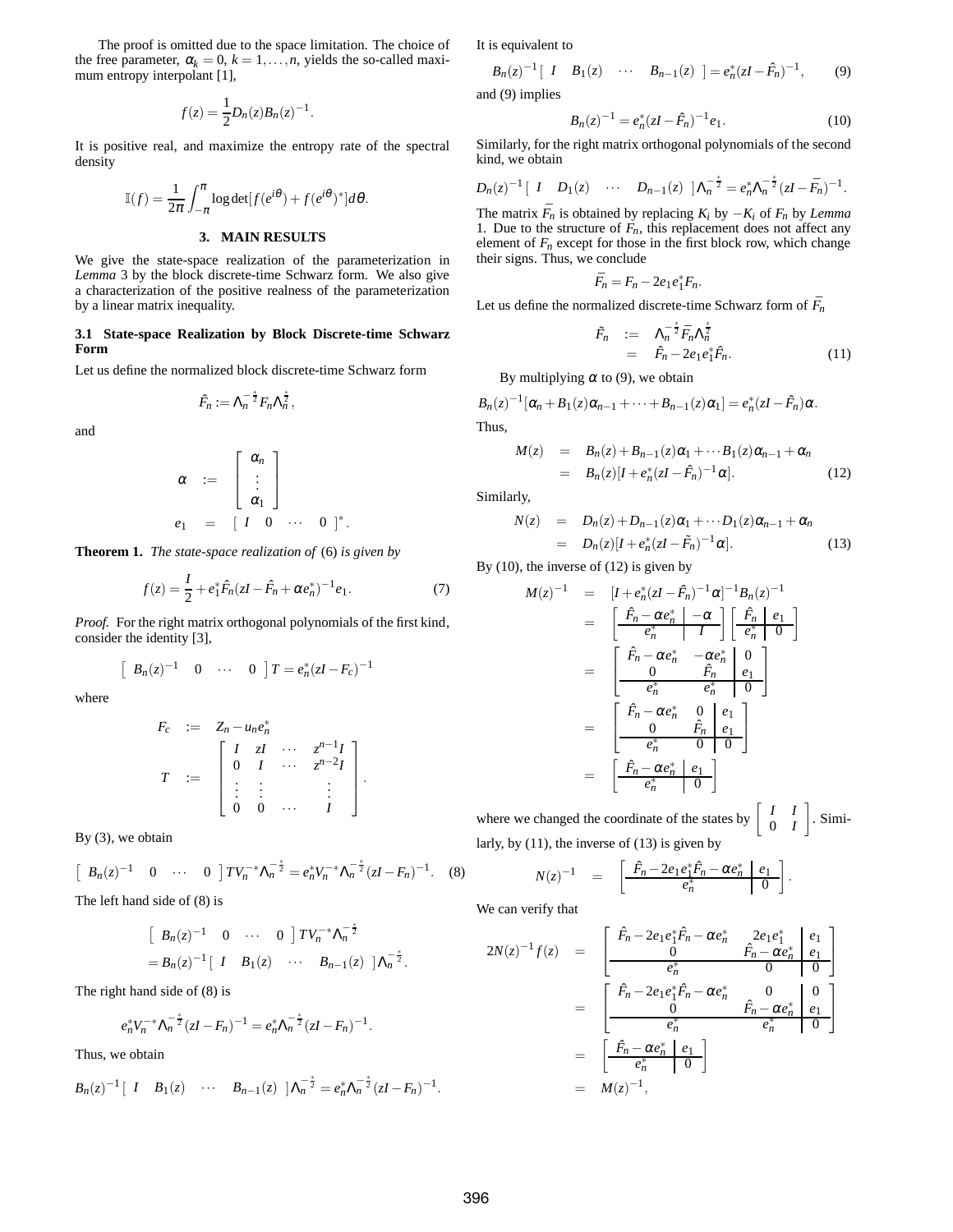The proof is omitted due to the space limitation. The choice of the free parameter, $\alpha_k = 0$, $k = 1,\ldots,n$, yields the so-called maximum entropy interpolant [1],

$$f(z) = \frac{1}{2} D_n(z) B_n(z)^{-1}.$$

It is positive real, and maximize the entropy rate of the spectral density

$$\mathbb{I}(f) = \frac{1}{2\pi}\int_{-\pi}^{\pi} \log\det[f(e^{i\theta}) + f(e^{i\theta})^*] d\theta.$$

## 3. MAIN RESULTS

We give the state-space realization of the parameterization in *Lemma* 3 by the block discrete-time Schwarz form. We also give a characterization of the positive realness of the parameterization by a linear matrix inequality.

### 3.1 State-space Realization by Block Discrete-time Schwarz Form

Let us define the normalized block discrete-time Schwarz form

$$\hat{F}_n := \Lambda_n^{-\frac{*}{2}} F_n \Lambda_n^{\frac{*}{2}},$$

and

$$\begin{aligned}
\alpha &:= \begin{bmatrix} \alpha_n \\ \vdots \\ \alpha_1 \end{bmatrix} \\
e_1 &= \begin{bmatrix} I & 0 & \cdots & 0 \end{bmatrix}^*.
\end{aligned}$$

**Theorem 1.** *The state-space realization of* (6) *is given by*

$$f(z) = \frac{I}{2} + e_1^* \hat{F}_n (zI - \hat{F}_n + \alpha e_n^*)^{-1} e_1. \tag{7}$$

*Proof.* For the right matrix orthogonal polynomials of the first kind, consider the identity [3],

$$\begin{bmatrix} B_n(z)^{-1} & 0 & \cdots & 0 \end{bmatrix} T = e_n^* (zI - F_c)^{-1}$$

where

$$\begin{aligned}
F_c &:= Z_n - u_n e_n^* \\
T &:= \begin{bmatrix} I & zI & \cdots & z^{n-1} I \\ 0 & I & \cdots & z^{n-2} I \\ \vdots & \vdots & & \vdots \\ 0 & 0 & \cdots & I \end{bmatrix}.
\end{aligned}$$

By (3), we obtain

$$\begin{bmatrix} B_n(z)^{-1} & 0 & \cdots & 0 \end{bmatrix} T V_n^{-*} \Lambda_n^{-\frac{*}{2}} = e_n^* V_n^{-*} \Lambda_n^{-\frac{*}{2}} (zI - F_n)^{-1}. \tag{8}$$

The left hand side of (8) is

$$\begin{aligned}
&\begin{bmatrix} B_n(z)^{-1} & 0 & \cdots & 0 \end{bmatrix} T V_n^{-*} \Lambda_n^{-\frac{*}{2}} \\
&= B_n(z)^{-1} \begin{bmatrix} I & B_1(z) & \cdots & B_{n-1}(z) \end{bmatrix} \Lambda_n^{-\frac{*}{2}}.
\end{aligned}$$

The right hand side of (8) is

$$e_n^* V_n^{-*} \Lambda_n^{-\frac{*}{2}} (zI - F_n)^{-1} = e_n^* \Lambda_n^{-\frac{*}{2}} (zI - F_n)^{-1}.$$

Thus, we obtain

$$B_n(z)^{-1} \begin{bmatrix} I & B_1(z) & \cdots & B_{n-1}(z) \end{bmatrix} \Lambda_n^{-\frac{*}{2}} = e_n^* \Lambda_n^{-\frac{*}{2}} (zI - F_n)^{-1}.$$

It is equivalent to

$$B_n(z)^{-1} \begin{bmatrix} I & B_1(z) & \cdots & B_{n-1}(z) \end{bmatrix} = e_n^* (zI - \hat{F}_n)^{-1}, \tag{9}$$

and (9) implies

$$B_n(z)^{-1} = e_n^* (zI - \hat{F}_n)^{-1} e_1. \tag{10}$$

Similarly, for the right matrix orthogonal polynomials of the second kind, we obtain

$$D_n(z)^{-1} \begin{bmatrix} I & D_1(z) & \cdots & D_{n-1}(z) \end{bmatrix} \Lambda_n^{-\frac{*}{2}} = e_n^* \Lambda_n^{-\frac{*}{2}} (zI - \bar{F}_n)^{-1}.$$

The matrix $\bar{F}_n$ is obtained by replacing $K_i$ by $-K_i$ of $F_n$ by *Lemma* 1. Due to the structure of $F_n$, this replacement does not affect any element of $F_n$ except for those in the first block row, which change their signs. Thus, we conclude

$$\bar{F}_n = F_n - 2 e_1 e_1^* F_n.$$

Let us define the normalized discrete-time Schwarz form of $\bar{F}_n$

$$\begin{aligned}
\tilde{F}_n &:= \Lambda_n^{-\frac{*}{2}} \bar{F}_n \Lambda_n^{\frac{*}{2}} \\
&= \hat{F}_n - 2 e_1 e_1^* \hat{F}_n.
\end{aligned} \tag{11}$$

By multiplying $\alpha$ to (9), we obtain

$$B_n(z)^{-1}[\alpha_n + B_1(z)\alpha_{n-1} + \cdots + B_{n-1}(z)\alpha_1] = e_n^*(zI - \hat{F}_n)\alpha.$$

Thus,

$$\begin{aligned}
M(z) &= B_n(z) + B_{n-1}(z)\alpha_1 + \cdots B_1(z)\alpha_{n-1} + \alpha_n \\
&= B_n(z)[I + e_n^*(zI - \hat{F}_n)^{-1}\alpha].
\end{aligned} \tag{12}$$

Similarly,

$$\begin{aligned}
N(z) &= D_n(z) + D_{n-1}(z)\alpha_1 + \cdots D_1(z)\alpha_{n-1} + \alpha_n \\
&= D_n(z)[I + e_n^*(zI - \tilde{F}_n)^{-1}\alpha].
\end{aligned} \tag{13}$$

By (10), the inverse of (12) is given by

$$\begin{aligned}
M(z)^{-1} &= [I + e_n^*(zI - \hat{F}_n)^{-1}\alpha]^{-1} B_n(z)^{-1} \\
&= \left[\begin{array}{c|c} \hat{F}_n - \alpha e_n^* & -\alpha \\ \hline e_n^* & I \end{array}\right] \left[\begin{array}{c|c} \hat{F}_n & e_1 \\ \hline e_n^* & 0 \end{array}\right] \\
&= \left[\begin{array}{cc|c} \hat{F}_n - \alpha e_n^* & -\alpha e_n^* & 0 \\ 0 & \hat{F}_n & e_1 \\ \hline e_n^* & e_n^* & 0 \end{array}\right] \\
&= \left[\begin{array}{cc|c} \hat{F}_n - \alpha e_n^* & 0 & e_1 \\ 0 & \hat{F}_n & e_1 \\ \hline e_n^* & 0 & 0 \end{array}\right] \\
&= \left[\begin{array}{c|c} \hat{F}_n - \alpha e_n^* & e_1 \\ \hline e_n^* & 0 \end{array}\right]
\end{aligned}$$

where we changed the coordinate of the states by $\begin{bmatrix} I & I \\ 0 & I \end{bmatrix}$. Similarly, by (11), the inverse of (13) is given by

$$N(z)^{-1} = \left[\begin{array}{c|c} \hat{F}_n - 2e_1 e_1^* \hat{F}_n - \alpha e_n^* & e_1 \\ \hline e_n^* & 0 \end{array}\right].$$

We can verify that

$$\begin{aligned}
2N(z)^{-1} f(z) &= \left[\begin{array}{cc|c} \hat{F}_n - 2e_1 e_1^* \hat{F}_n - \alpha e_n^* & 2e_1 e_1^* & e_1 \\ 0 & \hat{F}_n - \alpha e_n^* & e_1 \\ \hline e_n^* & 0 & 0 \end{array}\right] \\
&= \left[\begin{array}{cc|c} \hat{F}_n - 2e_1 e_1^* \hat{F}_n - \alpha e_n^* & 0 & 0 \\ 0 & \hat{F}_n - \alpha e_n^* & e_1 \\ \hline e_n^* & e_n^* & 0 \end{array}\right] \\
&= \left[\begin{array}{c|c} \hat{F}_n - \alpha e_n^* & e_1 \\ \hline e_n^* & 0 \end{array}\right] \\
&= M(z)^{-1},
\end{aligned}$$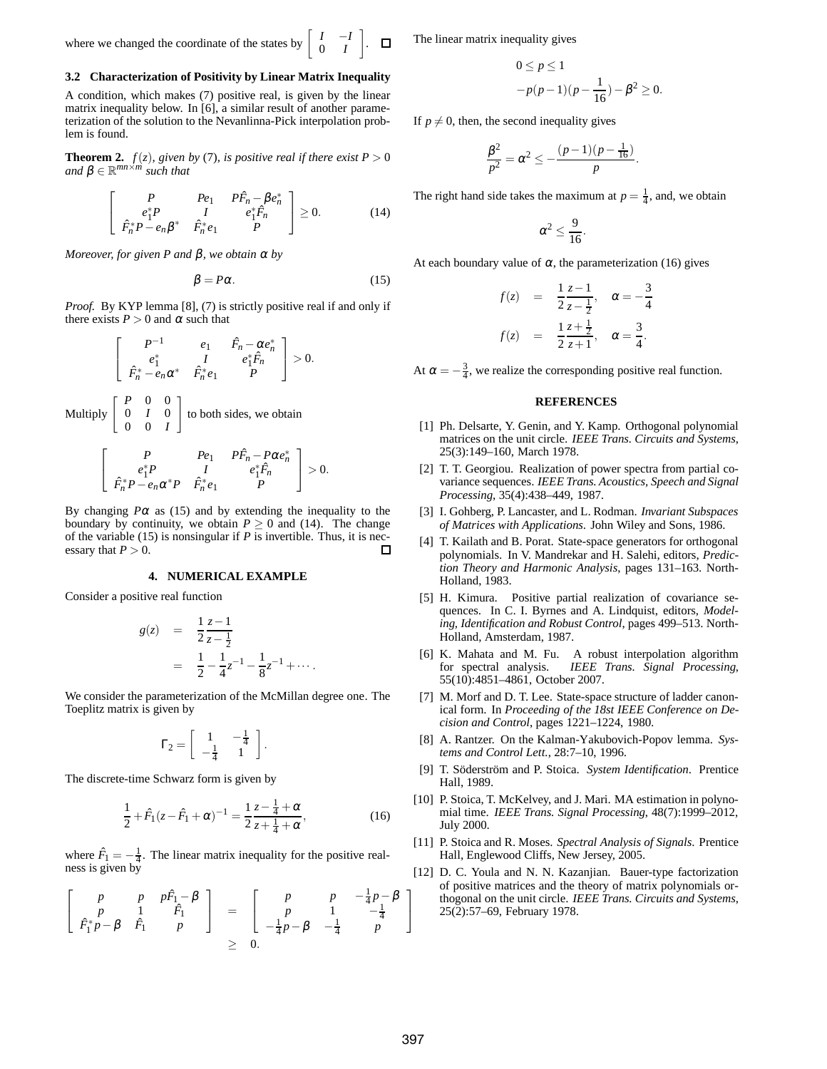where we changed the coordinate of the states by $\begin{bmatrix} I & -I \\ 0 & I \end{bmatrix}$. ☐

### 3.2 Characterization of Positivity by Linear Matrix Inequality

A condition, which makes (7) positive real, is given by the linear matrix inequality below. In [6], a similar result of another parameterization of the solution to the Nevanlinna-Pick interpolation problem is found.

**Theorem 2.** *$f(z)$, given by (7), is positive real if there exist $P > 0$ and $\beta \in \mathbb{R}^{mn\times m}$ such that*

$$\begin{bmatrix} P & Pe_1 & P\hat{F}_n - \beta e_n^* \\ e_1^* P & I & e_1^* \hat{F}_n \\ \hat{F}_n^* P - e_n \beta^* & \hat{F}_n^* e_1 & P \end{bmatrix} \geq 0. \qquad (14)$$

*Moreover, for given $P$ and $\beta$, we obtain $\alpha$ by*

$$\beta = P\alpha. \qquad (15)$$

*Proof.* By KYP lemma [8], (7) is strictly positive real if and only if there exists $P > 0$ and $\alpha$ such that

$$\begin{bmatrix} P^{-1} & e_1 & \hat{F}_n - \alpha e_n^* \\ e_1^* & I & e_1^* \hat{F}_n \\ \hat{F}_n^* - e_n \alpha^* & \hat{F}_n^* e_1 & P \end{bmatrix} > 0.$$

Multiply $\begin{bmatrix} P & 0 & 0 \\ 0 & I & 0 \\ 0 & 0 & I \end{bmatrix}$ to both sides, we obtain

$$\begin{bmatrix} P & Pe_1 & P\hat{F}_n - P\alpha e_n^* \\ e_1^* P & I & e_1^* \hat{F}_n \\ \hat{F}_n^* P - e_n \alpha^* P & \hat{F}_n^* e_1 & P \end{bmatrix} > 0.$$

By changing $P\alpha$ as (15) and by extending the inequality to the boundary by continuity, we obtain $P \geq 0$ and (14). The change of the variable (15) is nonsingular if $P$ is invertible. Thus, it is necessary that $P > 0$. ☐

## 4. NUMERICAL EXAMPLE

Consider a positive real function

$$\begin{aligned} g(z) &= \frac{1}{2}\frac{z-1}{z-\frac{1}{2}} \\ &= \frac{1}{2} - \frac{1}{4}z^{-1} - \frac{1}{8}z^{-1} + \cdots. \end{aligned}$$

We consider the parameterization of the McMillan degree one. The Toeplitz matrix is given by

$$\Gamma_2 = \begin{bmatrix} 1 & -\frac{1}{4} \\ -\frac{1}{4} & 1 \end{bmatrix}.$$

The discrete-time Schwarz form is given by

$$\frac{1}{2} + \hat{F}_1 (z - \hat{F}_1 + \alpha)^{-1} = \frac{1}{2}\frac{z - \frac{1}{4} + \alpha}{z + \frac{1}{4} + \alpha}, \qquad (16)$$

where $\hat{F}_1 = -\frac{1}{4}$. The linear matrix inequality for the positive realness is given by

$$\begin{aligned} \begin{bmatrix} p & p & p\hat{F}_1 - \beta \\ p & 1 & \hat{F}_1 \\ \hat{F}_1^* p - \beta & \hat{F}_1 & p \end{bmatrix} &= \begin{bmatrix} p & p & -\frac{1}{4}p - \beta \\ p & 1 & -\frac{1}{4} \\ -\frac{1}{4}p - \beta & -\frac{1}{4} & p \end{bmatrix} \\ &\geq 0. \end{aligned}$$

The linear matrix inequality gives

$$\begin{aligned} &0 \leq p \leq 1 \\ &-p(p-1)(p - \frac{1}{16}) - \beta^2 \geq 0. \end{aligned}$$

If $p \neq 0$, then, the second inequality gives

$$\frac{\beta^2}{p^2} = \alpha^2 \leq -\frac{(p-1)(p-\frac{1}{16})}{p}.$$

The right hand side takes the maximum at $p = \frac{1}{4}$, and, we obtain

$$\alpha^2 \leq \frac{9}{16}.$$

At each boundary value of $\alpha$, the parameterization (16) gives

$$\begin{aligned} f(z) &= \frac{1}{2}\frac{z-1}{z-\frac{1}{2}}, \quad \alpha = -\frac{3}{4} \\ f(z) &= \frac{1}{2}\frac{z+\frac{1}{2}}{z+1}, \quad \alpha = \frac{3}{4}. \end{aligned}$$

At $\alpha = -\frac{3}{4}$, we realize the corresponding positive real function.

## REFERENCES

[1] Ph. Delsarte, Y. Genin, and Y. Kamp. Orthogonal polynomial matrices on the unit circle. *IEEE Trans. Circuits and Systems*, 25(3):149–160, March 1978.

[2] T. T. Georgiou. Realization of power spectra from partial covariance sequences. *IEEE Trans. Acoustics, Speech and Signal Processing*, 35(4):438–449, 1987.

[3] I. Gohberg, P. Lancaster, and L. Rodman. *Invariant Subspaces of Matrices with Applications*. John Wiley and Sons, 1986.

[4] T. Kailath and B. Porat. State-space generators for orthogonal polynomials. In V. Mandrekar and H. Salehi, editors, *Prediction Theory and Harmonic Analysis*, pages 131–163. North-Holland, 1983.

[5] H. Kimura. Positive partial realization of covariance sequences. In C. I. Byrnes and A. Lindquist, editors, *Modeling, Identification and Robust Control*, pages 499–513. North-Holland, Amsterdam, 1987.

[6] K. Mahata and M. Fu. A robust interpolation algorithm for spectral analysis. *IEEE Trans. Signal Processing*, 55(10):4851–4861, October 2007.

[7] M. Morf and D. T. Lee. State-space structure of ladder canonical form. In *Proceeding of the 18st IEEE Conference on Decision and Control*, pages 1221–1224, 1980.

[8] A. Rantzer. On the Kalman-Yakubovich-Popov lemma. *Systems and Control Lett.*, 28:7–10, 1996.

[9] T. Söderström and P. Stoica. *System Identification*. Prentice Hall, 1989.

[10] P. Stoica, T. McKelvey, and J. Mari. MA estimation in polynomial time. *IEEE Trans. Signal Processing*, 48(7):1999–2012, July 2000.

[11] P. Stoica and R. Moses. *Spectral Analysis of Signals*. Prentice Hall, Englewood Cliffs, New Jersey, 2005.

[12] D. C. Youla and N. N. Kazanjian. Bauer-type factorization of positive matrices and the theory of matrix polynomials orthogonal on the unit circle. *IEEE Trans. Circuits and Systems*, 25(2):57–69, February 1978.